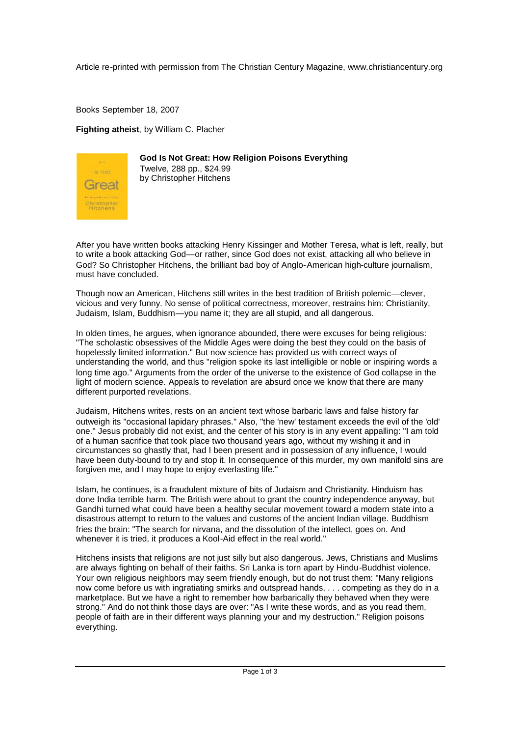Article re-printed with permission from The Christian Century Magazine, www.christiancentury.org

Books September 18, 2007

**Fighting atheist**, by William C. Placher

**God Is Not Great: How Religion Poisons Everything**
Twelve, 288 pp., $24.99
by Christopher Hitchens

After you have written books attacking Henry Kissinger and Mother Teresa, what is left, really, but to write a book attacking God—or rather, since God does not exist, attacking all who believe in God? So Christopher Hitchens, the brilliant bad boy of Anglo-American high-culture journalism, must have concluded.

Though now an American, Hitchens still writes in the best tradition of British polemic—clever, vicious and very funny. No sense of political correctness, moreover, restrains him: Christianity, Judaism, Islam, Buddhism—you name it; they are all stupid, and all dangerous.

In olden times, he argues, when ignorance abounded, there were excuses for being religious: "The scholastic obsessives of the Middle Ages were doing the best they could on the basis of hopelessly limited information." But now science has provided us with correct ways of understanding the world, and thus "religion spoke its last intelligible or noble or inspiring words a long time ago." Arguments from the order of the universe to the existence of God collapse in the light of modern science. Appeals to revelation are absurd once we know that there are many different purported revelations.

Judaism, Hitchens writes, rests on an ancient text whose barbaric laws and false history far outweigh its "occasional lapidary phrases." Also, "the 'new' testament exceeds the evil of the 'old' one." Jesus probably did not exist, and the center of his story is in any event appalling: "I am told of a human sacrifice that took place two thousand years ago, without my wishing it and in circumstances so ghastly that, had I been present and in possession of any influence, I would have been duty-bound to try and stop it. In consequence of this murder, my own manifold sins are forgiven me, and I may hope to enjoy everlasting life."

Islam, he continues, is a fraudulent mixture of bits of Judaism and Christianity. Hinduism has done India terrible harm. The British were about to grant the country independence anyway, but Gandhi turned what could have been a healthy secular movement toward a modern state into a disastrous attempt to return to the values and customs of the ancient Indian village. Buddhism fries the brain: "The search for nirvana, and the dissolution of the intellect, goes on. And whenever it is tried, it produces a Kool-Aid effect in the real world."

Hitchens insists that religions are not just silly but also dangerous. Jews, Christians and Muslims are always fighting on behalf of their faiths. Sri Lanka is torn apart by Hindu-Buddhist violence. Your own religious neighbors may seem friendly enough, but do not trust them: "Many religions now come before us with ingratiating smirks and outspread hands, . . . competing as they do in a marketplace. But we have a right to remember how barbarically they behaved when they were strong." And do not think those days are over: "As I write these words, and as you read them, people of faith are in their different ways planning your and my destruction." Religion poisons everything.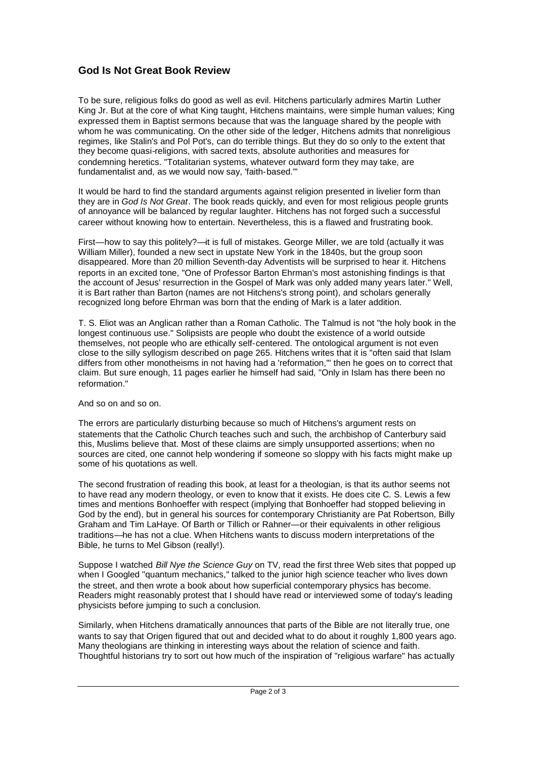## God Is Not Great Book Review

To be sure, religious folks do good as well as evil. Hitchens particularly admires Martin Luther King Jr. But at the core of what King taught, Hitchens maintains, were simple human values; King expressed them in Baptist sermons because that was the language shared by the people with whom he was communicating. On the other side of the ledger, Hitchens admits that nonreligious regimes, like Stalin's and Pol Pot's, can do terrible things. But they do so only to the extent that they become quasi-religions, with sacred texts, absolute authorities and measures for condemning heretics. "Totalitarian systems, whatever outward form they may take, are fundamentalist and, as we would now say, 'faith-based.'"

It would be hard to find the standard arguments against religion presented in livelier form than they are in *God Is Not Great*. The book reads quickly, and even for most religious people grunts of annoyance will be balanced by regular laughter. Hitchens has not forged such a successful career without knowing how to entertain. Nevertheless, this is a flawed and frustrating book.

First—how to say this politely?—it is full of mistakes. George Miller, we are told (actually it was William Miller), founded a new sect in upstate New York in the 1840s, but the group soon disappeared. More than 20 million Seventh-day Adventists will be surprised to hear it. Hitchens reports in an excited tone, "One of Professor Barton Ehrman's most astonishing findings is that the account of Jesus' resurrection in the Gospel of Mark was only added many years later." Well, it is Bart rather than Barton (names are not Hitchens's strong point), and scholars generally recognized long before Ehrman was born that the ending of Mark is a later addition.

T. S. Eliot was an Anglican rather than a Roman Catholic. The Talmud is not "the holy book in the longest continuous use." Solipsists are people who doubt the existence of a world outside themselves, not people who are ethically self-centered. The ontological argument is not even close to the silly syllogism described on page 265. Hitchens writes that it is "often said that Islam differs from other monotheisms in not having had a 'reformation,'" then he goes on to correct that claim. But sure enough, 11 pages earlier he himself had said, "Only in Islam has there been no reformation."

And so on and so on.

The errors are particularly disturbing because so much of Hitchens's argument rests on statements that the Catholic Church teaches such and such, the archbishop of Canterbury said this, Muslims believe that. Most of these claims are simply unsupported assertions; when no sources are cited, one cannot help wondering if someone so sloppy with his facts might make up some of his quotations as well.

The second frustration of reading this book, at least for a theologian, is that its author seems not to have read any modern theology, or even to know that it exists. He does cite C. S. Lewis a few times and mentions Bonhoeffer with respect (implying that Bonhoeffer had stopped believing in God by the end), but in general his sources for contemporary Christianity are Pat Robertson, Billy Graham and Tim LaHaye. Of Barth or Tillich or Rahner—or their equivalents in other religious traditions—he has not a clue. When Hitchens wants to discuss modern interpretations of the Bible, he turns to Mel Gibson (really!).

Suppose I watched *Bill Nye the Science Guy* on TV, read the first three Web sites that popped up when I Googled "quantum mechanics," talked to the junior high science teacher who lives down the street, and then wrote a book about how superficial contemporary physics has become. Readers might reasonably protest that I should have read or interviewed some of today's leading physicists before jumping to such a conclusion.

Similarly, when Hitchens dramatically announces that parts of the Bible are not literally true, one wants to say that Origen figured that out and decided what to do about it roughly 1,800 years ago. Many theologians are thinking in interesting ways about the relation of science and faith. Thoughtful historians try to sort out how much of the inspiration of "religious warfare" has actually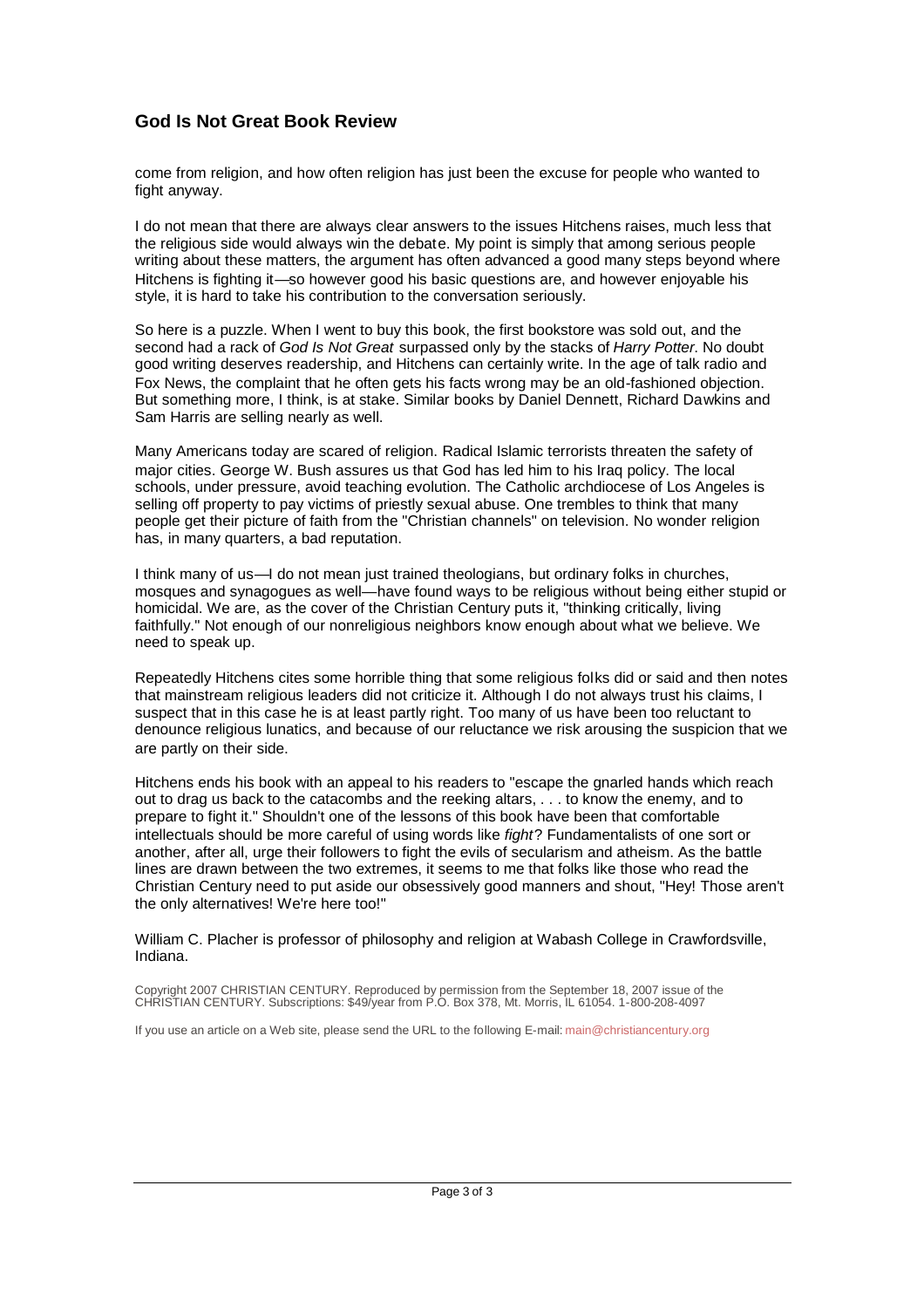come from religion, and how often religion has just been the excuse for people who wanted to fight anyway.

I do not mean that there are always clear answers to the issues Hitchens raises, much less that the religious side would always win the debate. My point is simply that among serious people writing about these matters, the argument has often advanced a good many steps beyond where Hitchens is fighting it—so however good his basic questions are, and however enjoyable his style, it is hard to take his contribution to the conversation seriously.

So here is a puzzle. When I went to buy this book, the first bookstore was sold out, and the second had a rack of *God Is Not Great* surpassed only by the stacks of *Harry Potter*. No doubt good writing deserves readership, and Hitchens can certainly write. In the age of talk radio and Fox News, the complaint that he often gets his facts wrong may be an old-fashioned objection. But something more, I think, is at stake. Similar books by Daniel Dennett, Richard Dawkins and Sam Harris are selling nearly as well.

Many Americans today are scared of religion. Radical Islamic terrorists threaten the safety of major cities. George W. Bush assures us that God has led him to his Iraq policy. The local schools, under pressure, avoid teaching evolution. The Catholic archdiocese of Los Angeles is selling off property to pay victims of priestly sexual abuse. One trembles to think that many people get their picture of faith from the "Christian channels" on television. No wonder religion has, in many quarters, a bad reputation.

I think many of us—I do not mean just trained theologians, but ordinary folks in churches, mosques and synagogues as well—have found ways to be religious without being either stupid or homicidal. We are, as the cover of the Christian Century puts it, "thinking critically, living faithfully." Not enough of our nonreligious neighbors know enough about what we believe. We need to speak up.

Repeatedly Hitchens cites some horrible thing that some religious folks did or said and then notes that mainstream religious leaders did not criticize it. Although I do not always trust his claims, I suspect that in this case he is at least partly right. Too many of us have been too reluctant to denounce religious lunatics, and because of our reluctance we risk arousing the suspicion that we are partly on their side.

Hitchens ends his book with an appeal to his readers to "escape the gnarled hands which reach out to drag us back to the catacombs and the reeking altars, . . . to know the enemy, and to prepare to fight it." Shouldn't one of the lessons of this book have been that comfortable intellectuals should be more careful of using words like *fight*? Fundamentalists of one sort or another, after all, urge their followers to fight the evils of secularism and atheism. As the battle lines are drawn between the two extremes, it seems to me that folks like those who read the Christian Century need to put aside our obsessively good manners and shout, "Hey! Those aren't the only alternatives! We're here too!"

William C. Placher is professor of philosophy and religion at Wabash College in Crawfordsville, Indiana.

Copyright 2007 CHRISTIAN CENTURY. Reproduced by permission from the September 18, 2007 issue of the CHRISTIAN CENTURY. Subscriptions: $49/year from P.O. Box 378, Mt. Morris, IL 61054. 1-800-208-4097

If you use an article on a Web site, please send the URL to the following E-mail: main@christiancentury.org